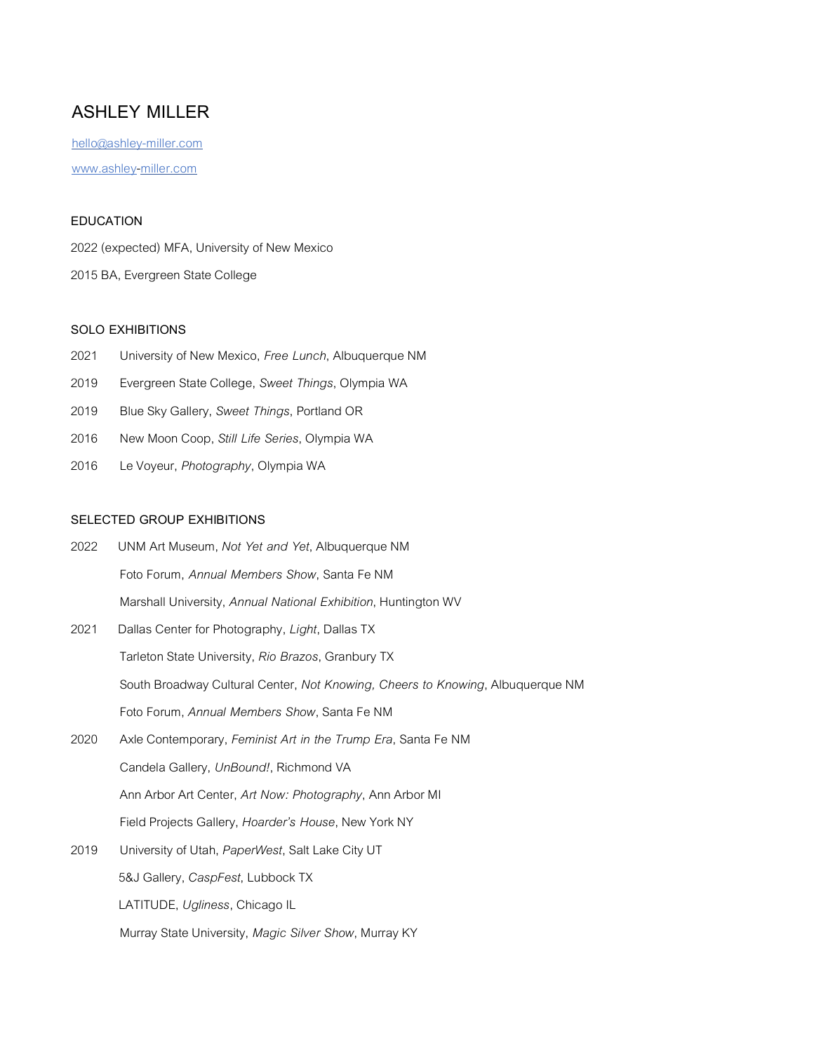# ASHLEY MILLER

hello@ashley-miller.com

www.ashley-miller.com

## EDUCATION

2022 (expected) MFA, University of New Mexico

2015 BA, Evergreen State College

## SOLO EXHIBITIONS

2021 University of New Mexico, *Free Lunch*, Albuquerque NM

2019 Evergreen State College, *Sweet Things*, Olympia WA

2019 Blue Sky Gallery, *Sweet Things*, Portland OR

2016 New Moon Coop, *Still Life Series*, Olympia WA

2016 Le Voyeur, *Photography*, Olympia WA

## SELECTED GROUP EXHIBITIONS

2022 UNM Art Museum, *Not Yet and Yet*, Albuquerque NM

Foto Forum, *Annual Members Show*, Santa Fe NM

Marshall University, *Annual National Exhibition*, Huntington WV

2021 Dallas Center for Photography, *Light*, Dallas TX

Tarleton State University, *Rio Brazos*, Granbury TX

South Broadway Cultural Center, *Not Knowing, Cheers to Knowing*, Albuquerque NM

Foto Forum, *Annual Members Show*, Santa Fe NM

2020 Axle Contemporary, *Feminist Art in the Trump Era*, Santa Fe NM

Candela Gallery, *UnBound!*, Richmond VA

Ann Arbor Art Center, *Art Now: Photography*, Ann Arbor MI

Field Projects Gallery, *Hoarder's House*, New York NY

2019 University of Utah, *PaperWest*, Salt Lake City UT

5&J Gallery, *CaspFest*, Lubbock TX

LATITUDE, *Ugliness*, Chicago IL

Murray State University, *Magic Silver Show*, Murray KY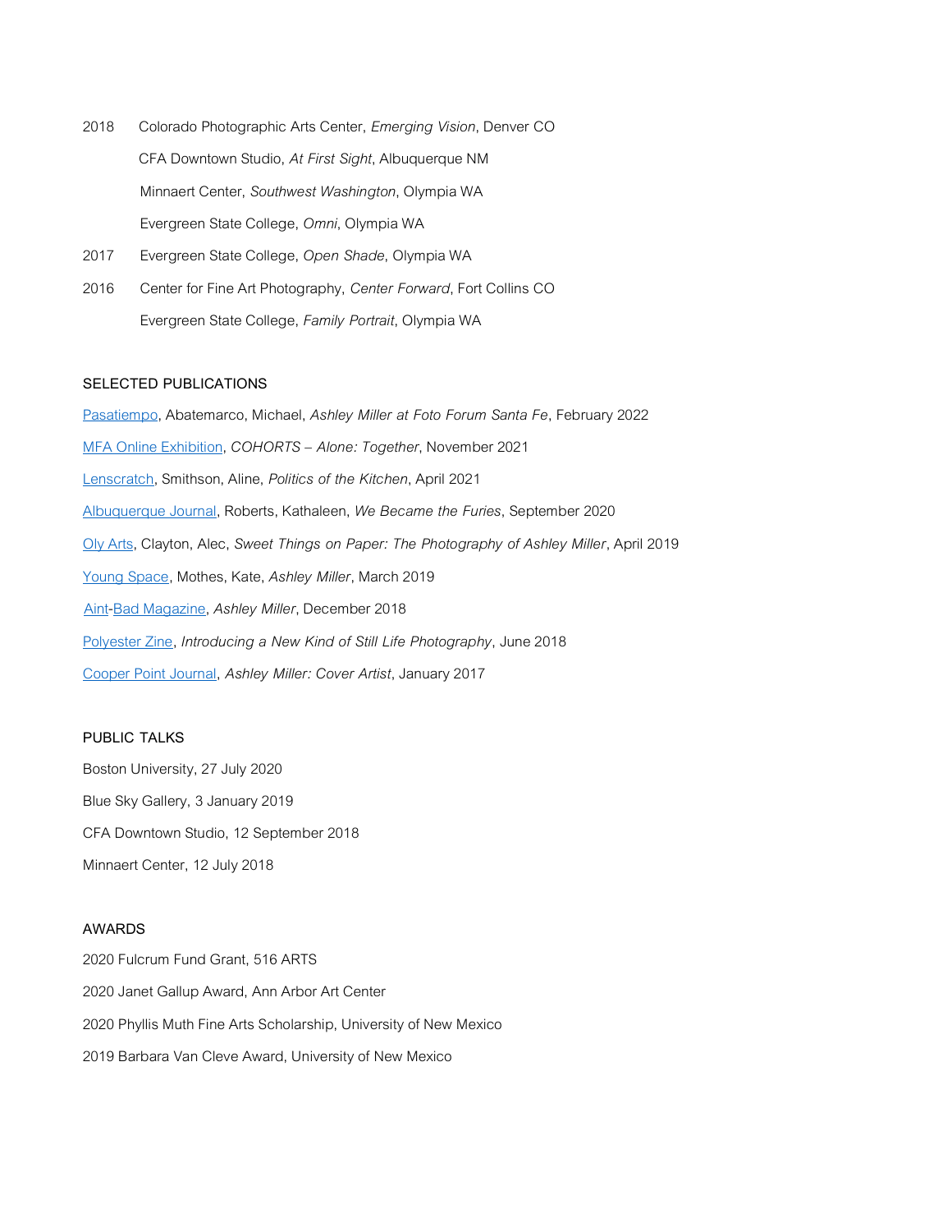2018 Colorado Photographic Arts Center, *Emerging Vision*, Denver CO

CFA Downtown Studio, *At First Sight*, Albuquerque NM

Minnaert Center, *Southwest Washington*, Olympia WA

Evergreen State College, *Omni*, Olympia WA

2017 Evergreen State College, *Open Shade*, Olympia WA

2016 Center for Fine Art Photography, *Center Forward*, Fort Collins CO

Evergreen State College, *Family Portrait*, Olympia WA

## SELECTED PUBLICATIONS

Pasatiempo, Abatemarco, Michael, *Ashley Miller at Foto Forum Santa Fe*, February 2022

MFA Online Exhibition, *COHORTS – Alone: Together*, November 2021

Lenscratch, Smithson, Aline, *Politics of the Kitchen*, April 2021

Albuquerque Journal, Roberts, Kathaleen, *We Became the Furies*, September 2020

Oly Arts, Clayton, Alec, *Sweet Things on Paper: The Photography of Ashley Miller*, April 2019

Young Space, Mothes, Kate, *Ashley Miller*, March 2019

Aint-Bad Magazine, *Ashley Miller*, December 2018

Polyester Zine, *Introducing a New Kind of Still Life Photography*, June 2018

Cooper Point Journal, *Ashley Miller: Cover Artist*, January 2017

## PUBLIC TALKS

Boston University, 27 July 2020

Blue Sky Gallery, 3 January 2019

CFA Downtown Studio, 12 September 2018

Minnaert Center, 12 July 2018

## AWARDS

2020 Fulcrum Fund Grant, 516 ARTS

2020 Janet Gallup Award, Ann Arbor Art Center

2020 Phyllis Muth Fine Arts Scholarship, University of New Mexico

2019 Barbara Van Cleve Award, University of New Mexico